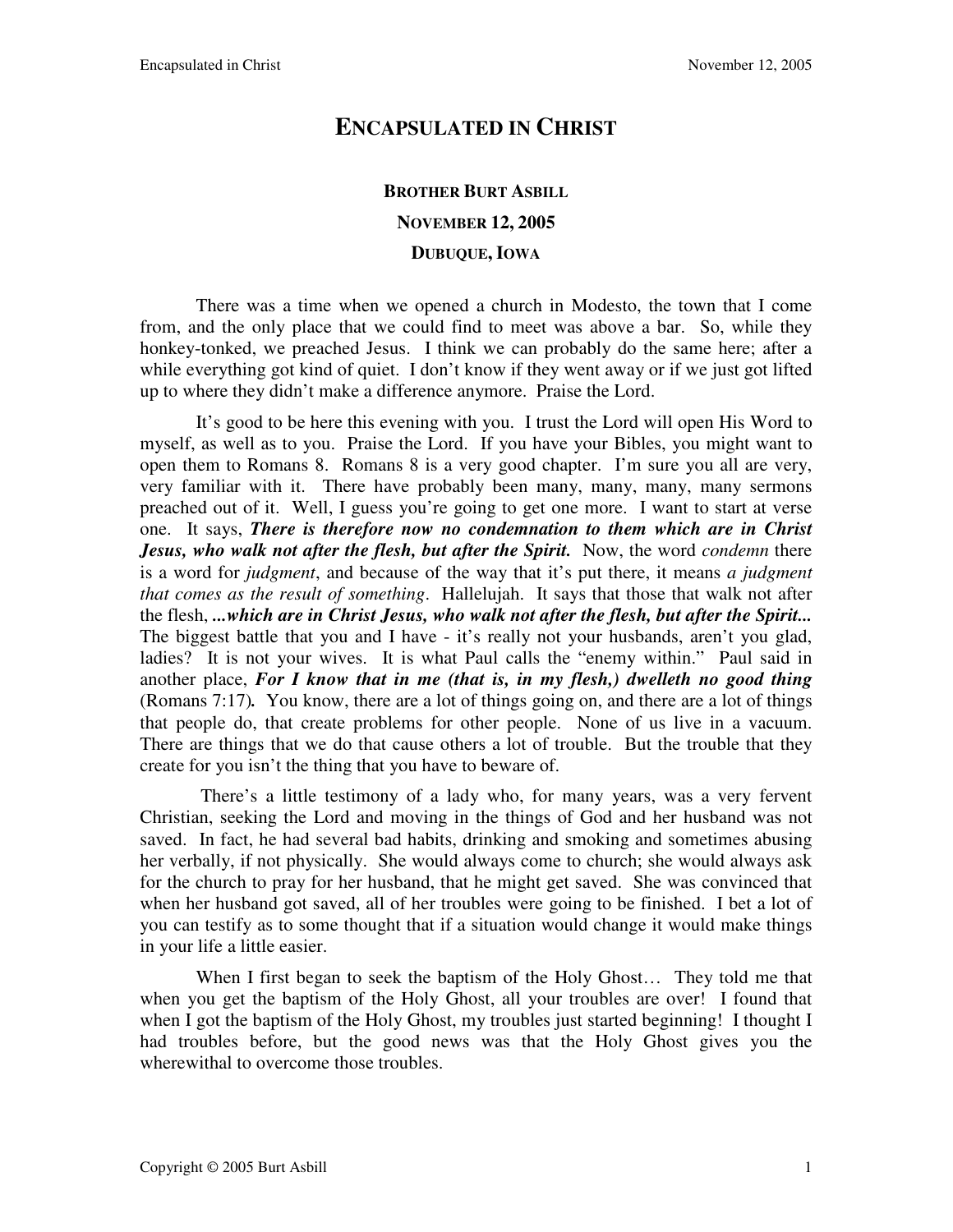# ENCAPSULATED IN CHRIST

**BROTHER BURT ASBILL**

**NOVEMBER 12, 2005**

**DUBUQUE, IOWA**

There was a time when we opened a church in Modesto, the town that I come from, and the only place that we could find to meet was above a bar. So, while they honkey-tonked, we preached Jesus. I think we can probably do the same here; after a while everything got kind of quiet. I don't know if they went away or if we just got lifted up to where they didn't make a difference anymore. Praise the Lord.

It's good to be here this evening with you. I trust the Lord will open His Word to myself, as well as to you. Praise the Lord. If you have your Bibles, you might want to open them to Romans 8. Romans 8 is a very good chapter. I'm sure you all are very, very familiar with it. There have probably been many, many, many, many sermons preached out of it. Well, I guess you're going to get one more. I want to start at verse one. It says, ***There is therefore now no condemnation to them which are in Christ Jesus, who walk not after the flesh, but after the Spirit.*** Now, the word *condemn* there is a word for *judgment*, and because of the way that it's put there, it means *a judgment that comes as the result of something*. Hallelujah. It says that those that walk not after the flesh, ***...which are in Christ Jesus, who walk not after the flesh, but after the Spirit...*** The biggest battle that you and I have - it's really not your husbands, aren't you glad, ladies? It is not your wives. It is what Paul calls the "enemy within." Paul said in another place, ***For I know that in me (that is, in my flesh,) dwelleth no good thing*** (Romans 7:17)***.*** You know, there are a lot of things going on, and there are a lot of things that people do, that create problems for other people. None of us live in a vacuum. There are things that we do that cause others a lot of trouble. But the trouble that they create for you isn't the thing that you have to beware of.

There's a little testimony of a lady who, for many years, was a very fervent Christian, seeking the Lord and moving in the things of God and her husband was not saved. In fact, he had several bad habits, drinking and smoking and sometimes abusing her verbally, if not physically. She would always come to church; she would always ask for the church to pray for her husband, that he might get saved. She was convinced that when her husband got saved, all of her troubles were going to be finished. I bet a lot of you can testify as to some thought that if a situation would change it would make things in your life a little easier.

When I first began to seek the baptism of the Holy Ghost… They told me that when you get the baptism of the Holy Ghost, all your troubles are over! I found that when I got the baptism of the Holy Ghost, my troubles just started beginning! I thought I had troubles before, but the good news was that the Holy Ghost gives you the wherewithal to overcome those troubles.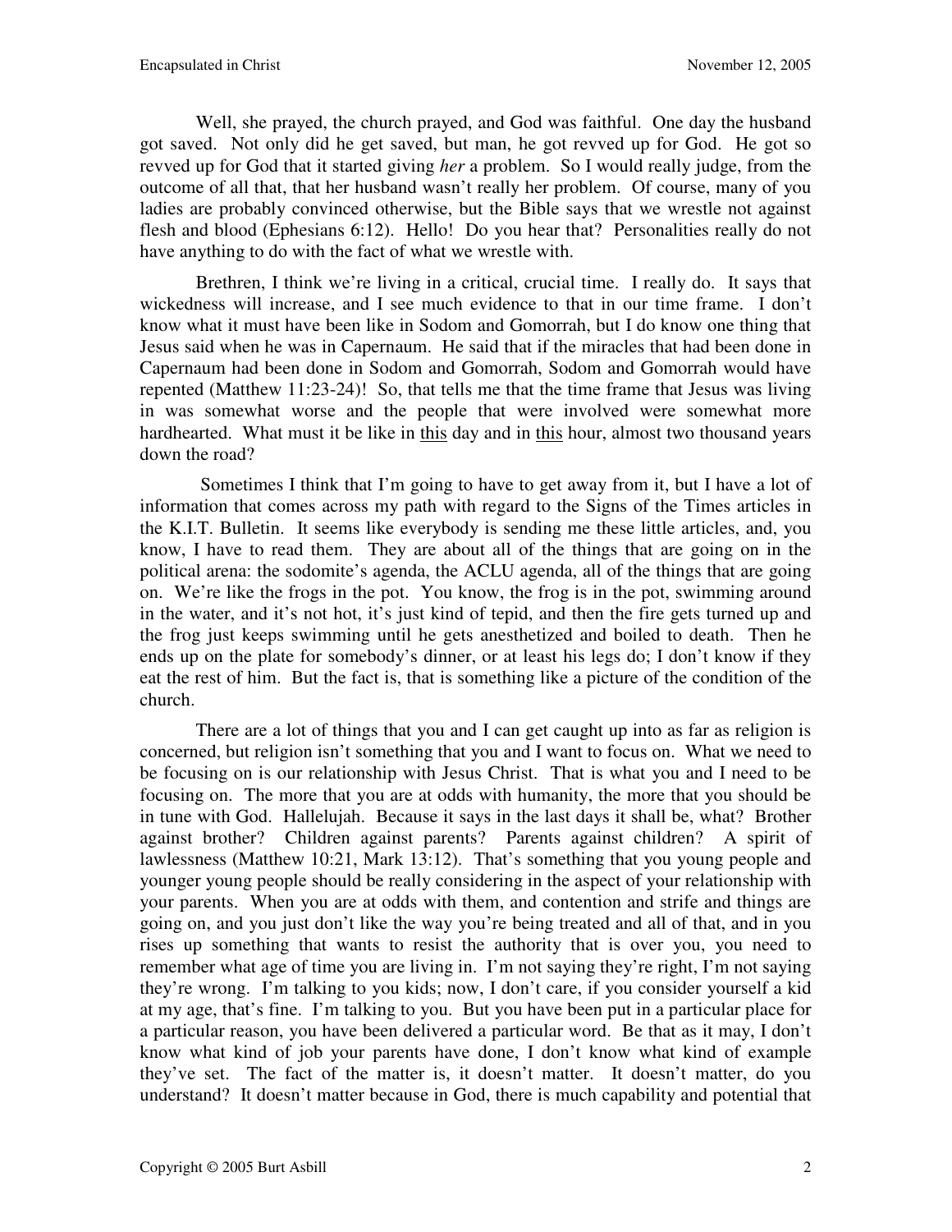Well, she prayed, the church prayed, and God was faithful. One day the husband got saved. Not only did he get saved, but man, he got revved up for God. He got so revved up for God that it started giving *her* a problem. So I would really judge, from the outcome of all that, that her husband wasn't really her problem. Of course, many of you ladies are probably convinced otherwise, but the Bible says that we wrestle not against flesh and blood (Ephesians 6:12). Hello! Do you hear that? Personalities really do not have anything to do with the fact of what we wrestle with.

Brethren, I think we're living in a critical, crucial time. I really do. It says that wickedness will increase, and I see much evidence to that in our time frame. I don't know what it must have been like in Sodom and Gomorrah, but I do know one thing that Jesus said when he was in Capernaum. He said that if the miracles that had been done in Capernaum had been done in Sodom and Gomorrah, Sodom and Gomorrah would have repented (Matthew 11:23-24)! So, that tells me that the time frame that Jesus was living in was somewhat worse and the people that were involved were somewhat more hardhearted. What must it be like in <u>this</u> day and in <u>this</u> hour, almost two thousand years down the road?

Sometimes I think that I'm going to have to get away from it, but I have a lot of information that comes across my path with regard to the Signs of the Times articles in the K.I.T. Bulletin. It seems like everybody is sending me these little articles, and, you know, I have to read them. They are about all of the things that are going on in the political arena: the sodomite's agenda, the ACLU agenda, all of the things that are going on. We're like the frogs in the pot. You know, the frog is in the pot, swimming around in the water, and it's not hot, it's just kind of tepid, and then the fire gets turned up and the frog just keeps swimming until he gets anesthetized and boiled to death. Then he ends up on the plate for somebody's dinner, or at least his legs do; I don't know if they eat the rest of him. But the fact is, that is something like a picture of the condition of the church.

There are a lot of things that you and I can get caught up into as far as religion is concerned, but religion isn't something that you and I want to focus on. What we need to be focusing on is our relationship with Jesus Christ. That is what you and I need to be focusing on. The more that you are at odds with humanity, the more that you should be in tune with God. Hallelujah. Because it says in the last days it shall be, what? Brother against brother? Children against parents? Parents against children? A spirit of lawlessness (Matthew 10:21, Mark 13:12). That's something that you young people and younger young people should be really considering in the aspect of your relationship with your parents. When you are at odds with them, and contention and strife and things are going on, and you just don't like the way you're being treated and all of that, and in you rises up something that wants to resist the authority that is over you, you need to remember what age of time you are living in. I'm not saying they're right, I'm not saying they're wrong. I'm talking to you kids; now, I don't care, if you consider yourself a kid at my age, that's fine. I'm talking to you. But you have been put in a particular place for a particular reason, you have been delivered a particular word. Be that as it may, I don't know what kind of job your parents have done, I don't know what kind of example they've set. The fact of the matter is, it doesn't matter. It doesn't matter, do you understand? It doesn't matter because in God, there is much capability and potential that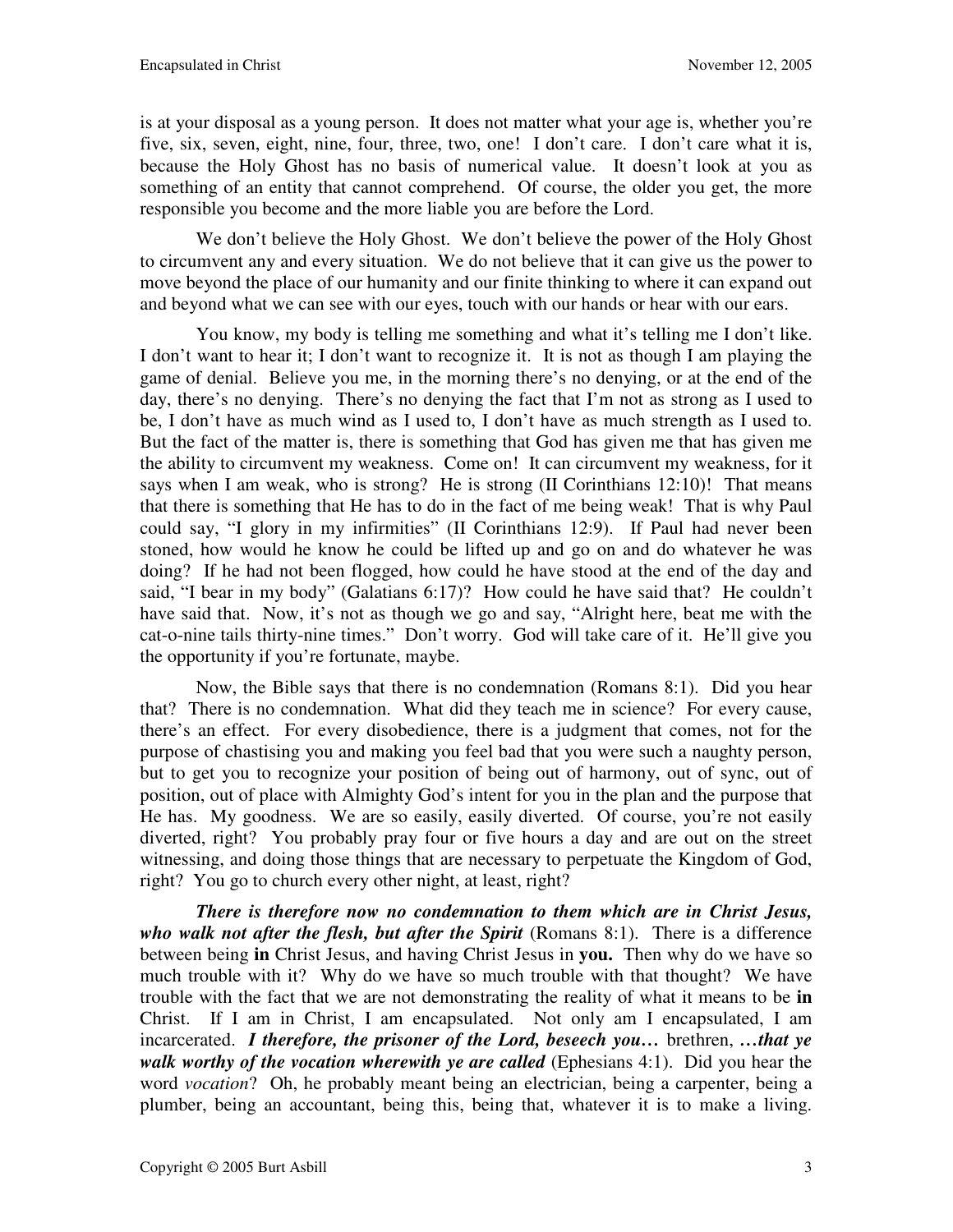is at your disposal as a young person. It does not matter what your age is, whether you're five, six, seven, eight, nine, four, three, two, one! I don't care. I don't care what it is, because the Holy Ghost has no basis of numerical value. It doesn't look at you as something of an entity that cannot comprehend. Of course, the older you get, the more responsible you become and the more liable you are before the Lord.

We don't believe the Holy Ghost. We don't believe the power of the Holy Ghost to circumvent any and every situation. We do not believe that it can give us the power to move beyond the place of our humanity and our finite thinking to where it can expand out and beyond what we can see with our eyes, touch with our hands or hear with our ears.

You know, my body is telling me something and what it's telling me I don't like. I don't want to hear it; I don't want to recognize it. It is not as though I am playing the game of denial. Believe you me, in the morning there's no denying, or at the end of the day, there's no denying. There's no denying the fact that I'm not as strong as I used to be, I don't have as much wind as I used to, I don't have as much strength as I used to. But the fact of the matter is, there is something that God has given me that has given me the ability to circumvent my weakness. Come on! It can circumvent my weakness, for it says when I am weak, who is strong? He is strong (II Corinthians 12:10)! That means that there is something that He has to do in the fact of me being weak! That is why Paul could say, "I glory in my infirmities" (II Corinthians 12:9). If Paul had never been stoned, how would he know he could be lifted up and go on and do whatever he was doing? If he had not been flogged, how could he have stood at the end of the day and said, "I bear in my body" (Galatians 6:17)? How could he have said that? He couldn't have said that. Now, it's not as though we go and say, "Alright here, beat me with the cat-o-nine tails thirty-nine times." Don't worry. God will take care of it. He'll give you the opportunity if you're fortunate, maybe.

Now, the Bible says that there is no condemnation (Romans 8:1). Did you hear that? There is no condemnation. What did they teach me in science? For every cause, there's an effect. For every disobedience, there is a judgment that comes, not for the purpose of chastising you and making you feel bad that you were such a naughty person, but to get you to recognize your position of being out of harmony, out of sync, out of position, out of place with Almighty God's intent for you in the plan and the purpose that He has. My goodness. We are so easily, easily diverted. Of course, you're not easily diverted, right? You probably pray four or five hours a day and are out on the street witnessing, and doing those things that are necessary to perpetuate the Kingdom of God, right? You go to church every other night, at least, right?

***There is therefore now no condemnation to them which are in Christ Jesus, who walk not after the flesh, but after the Spirit*** (Romans 8:1). There is a difference between being **in** Christ Jesus, and having Christ Jesus in **you.** Then why do we have so much trouble with it? Why do we have so much trouble with that thought? We have trouble with the fact that we are not demonstrating the reality of what it means to be **in** Christ. If I am in Christ, I am encapsulated. Not only am I encapsulated, I am incarcerated. ***I therefore, the prisoner of the Lord, beseech you…*** brethren, ***…that ye walk worthy of the vocation wherewith ye are called*** (Ephesians 4:1). Did you hear the word *vocation*? Oh, he probably meant being an electrician, being a carpenter, being a plumber, being an accountant, being this, being that, whatever it is to make a living.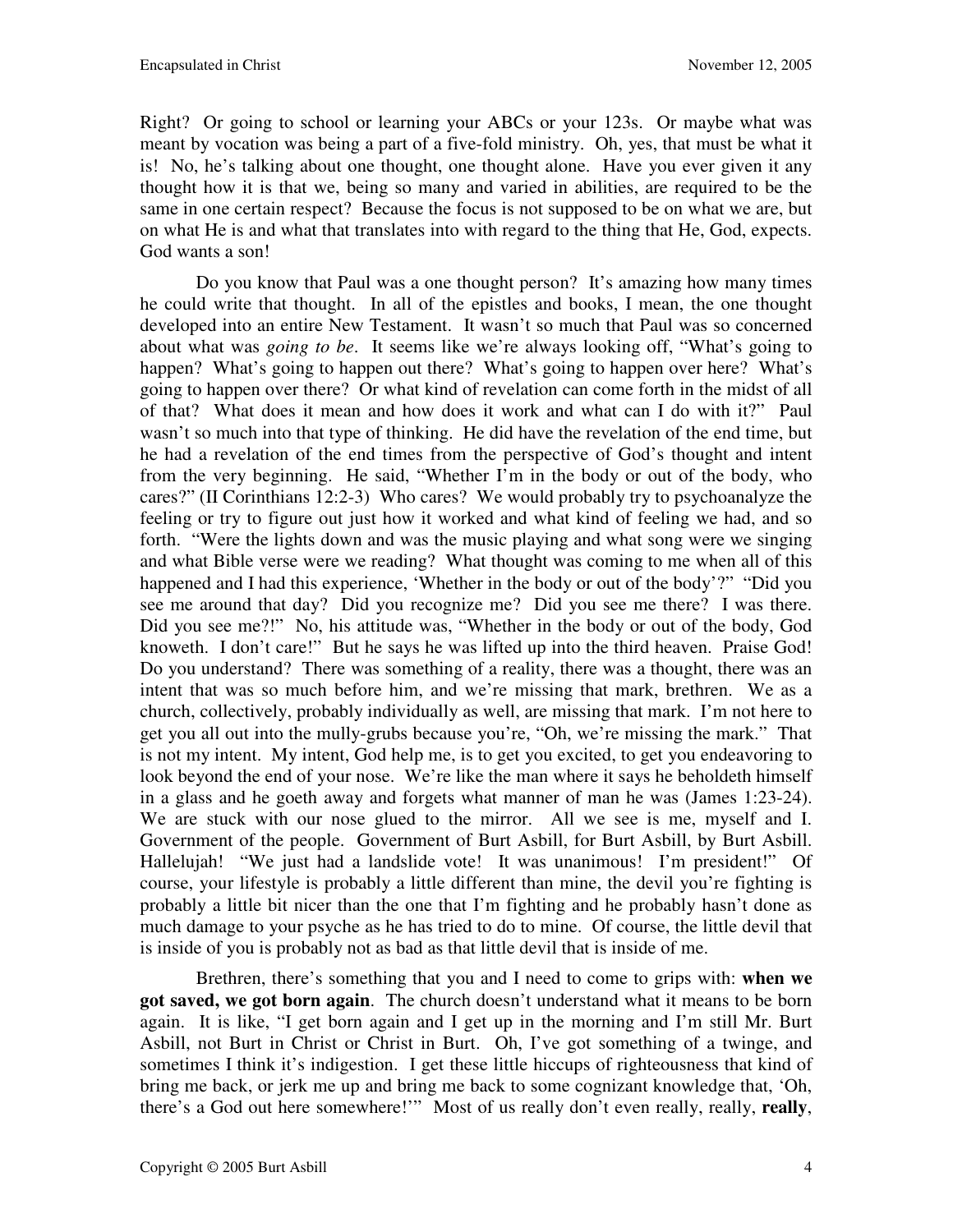Right? Or going to school or learning your ABCs or your 123s. Or maybe what was meant by vocation was being a part of a five-fold ministry. Oh, yes, that must be what it is! No, he's talking about one thought, one thought alone. Have you ever given it any thought how it is that we, being so many and varied in abilities, are required to be the same in one certain respect? Because the focus is not supposed to be on what we are, but on what He is and what that translates into with regard to the thing that He, God, expects. God wants a son!

Do you know that Paul was a one thought person? It's amazing how many times he could write that thought. In all of the epistles and books, I mean, the one thought developed into an entire New Testament. It wasn't so much that Paul was so concerned about what was *going to be*. It seems like we're always looking off, "What's going to happen? What's going to happen out there? What's going to happen over here? What's going to happen over there? Or what kind of revelation can come forth in the midst of all of that? What does it mean and how does it work and what can I do with it?" Paul wasn't so much into that type of thinking. He did have the revelation of the end time, but he had a revelation of the end times from the perspective of God's thought and intent from the very beginning. He said, "Whether I'm in the body or out of the body, who cares?" (II Corinthians 12:2-3) Who cares? We would probably try to psychoanalyze the feeling or try to figure out just how it worked and what kind of feeling we had, and so forth. "Were the lights down and was the music playing and what song were we singing and what Bible verse were we reading? What thought was coming to me when all of this happened and I had this experience, 'Whether in the body or out of the body'?" "Did you see me around that day? Did you recognize me? Did you see me there? I was there. Did you see me?!" No, his attitude was, "Whether in the body or out of the body, God knoweth. I don't care!" But he says he was lifted up into the third heaven. Praise God! Do you understand? There was something of a reality, there was a thought, there was an intent that was so much before him, and we're missing that mark, brethren. We as a church, collectively, probably individually as well, are missing that mark. I'm not here to get you all out into the mully-grubs because you're, "Oh, we're missing the mark." That is not my intent. My intent, God help me, is to get you excited, to get you endeavoring to look beyond the end of your nose. We're like the man where it says he beholdeth himself in a glass and he goeth away and forgets what manner of man he was (James 1:23-24). We are stuck with our nose glued to the mirror. All we see is me, myself and I. Government of the people. Government of Burt Asbill, for Burt Asbill, by Burt Asbill. Hallelujah! "We just had a landslide vote! It was unanimous! I'm president!" Of course, your lifestyle is probably a little different than mine, the devil you're fighting is probably a little bit nicer than the one that I'm fighting and he probably hasn't done as much damage to your psyche as he has tried to do to mine. Of course, the little devil that is inside of you is probably not as bad as that little devil that is inside of me.

Brethren, there's something that you and I need to come to grips with: **when we got saved, we got born again**. The church doesn't understand what it means to be born again. It is like, "I get born again and I get up in the morning and I'm still Mr. Burt Asbill, not Burt in Christ or Christ in Burt. Oh, I've got something of a twinge, and sometimes I think it's indigestion. I get these little hiccups of righteousness that kind of bring me back, or jerk me up and bring me back to some cognizant knowledge that, 'Oh, there's a God out here somewhere!'" Most of us really don't even really, really, **really**,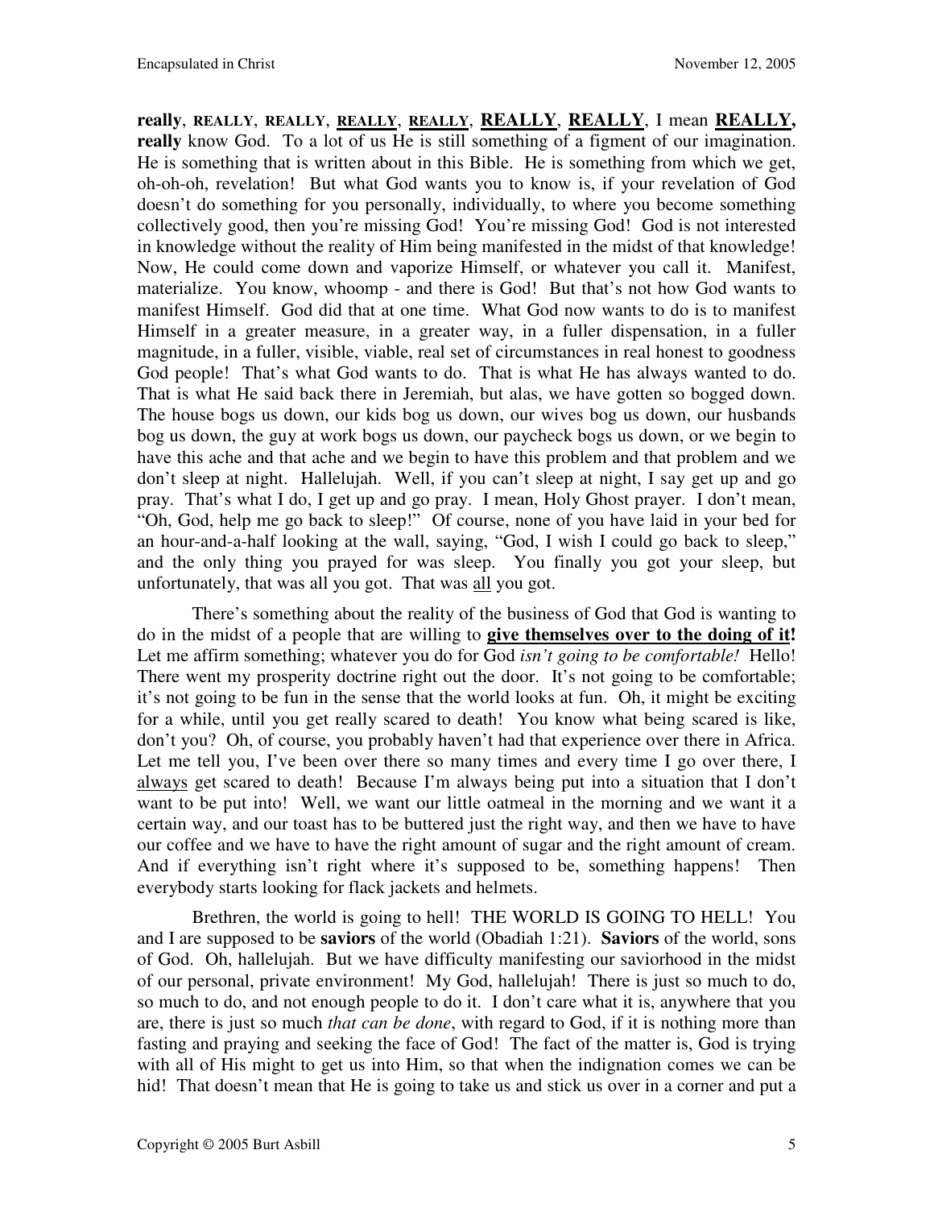**really**, **REALLY**, **REALLY**, **<u>REALLY</u>**, **<u>REALLY</u>**, **REALLY**, **<u>REALLY</u>**, I mean **<u>REALLY,</u>** **really** know God. To a lot of us He is still something of a figment of our imagination. He is something that is written about in this Bible. He is something from which we get, oh-oh-oh, revelation! But what God wants you to know is, if your revelation of God doesn't do something for you personally, individually, to where you become something collectively good, then you're missing God! You're missing God! God is not interested in knowledge without the reality of Him being manifested in the midst of that knowledge! Now, He could come down and vaporize Himself, or whatever you call it. Manifest, materialize. You know, whoomp - and there is God! But that's not how God wants to manifest Himself. God did that at one time. What God now wants to do is to manifest Himself in a greater measure, in a greater way, in a fuller dispensation, in a fuller magnitude, in a fuller, visible, viable, real set of circumstances in real honest to goodness God people! That's what God wants to do. That is what He has always wanted to do. That is what He said back there in Jeremiah, but alas, we have gotten so bogged down. The house bogs us down, our kids bog us down, our wives bog us down, our husbands bog us down, the guy at work bogs us down, our paycheck bogs us down, or we begin to have this ache and that ache and we begin to have this problem and that problem and we don't sleep at night. Hallelujah. Well, if you can't sleep at night, I say get up and go pray. That's what I do, I get up and go pray. I mean, Holy Ghost prayer. I don't mean, "Oh, God, help me go back to sleep!" Of course, none of you have laid in your bed for an hour-and-a-half looking at the wall, saying, "God, I wish I could go back to sleep," and the only thing you prayed for was sleep. You finally you got your sleep, but unfortunately, that was all you got. That was <u>all</u> you got.

There's something about the reality of the business of God that God is wanting to do in the midst of a people that are willing to **<u>give themselves over to the doing of it!</u>** Let me affirm something; whatever you do for God *isn't going to be comfortable!* Hello! There went my prosperity doctrine right out the door. It's not going to be comfortable; it's not going to be fun in the sense that the world looks at fun. Oh, it might be exciting for a while, until you get really scared to death! You know what being scared is like, don't you? Oh, of course, you probably haven't had that experience over there in Africa. Let me tell you, I've been over there so many times and every time I go over there, I <u>always</u> get scared to death! Because I'm always being put into a situation that I don't want to be put into! Well, we want our little oatmeal in the morning and we want it a certain way, and our toast has to be buttered just the right way, and then we have to have our coffee and we have to have the right amount of sugar and the right amount of cream. And if everything isn't right where it's supposed to be, something happens! Then everybody starts looking for flack jackets and helmets.

Brethren, the world is going to hell! THE WORLD IS GOING TO HELL! You and I are supposed to be **saviors** of the world (Obadiah 1:21). **Saviors** of the world, sons of God. Oh, hallelujah. But we have difficulty manifesting our saviorhood in the midst of our personal, private environment! My God, hallelujah! There is just so much to do, so much to do, and not enough people to do it. I don't care what it is, anywhere that you are, there is just so much *that can be done*, with regard to God, if it is nothing more than fasting and praying and seeking the face of God! The fact of the matter is, God is trying with all of His might to get us into Him, so that when the indignation comes we can be hid! That doesn't mean that He is going to take us and stick us over in a corner and put a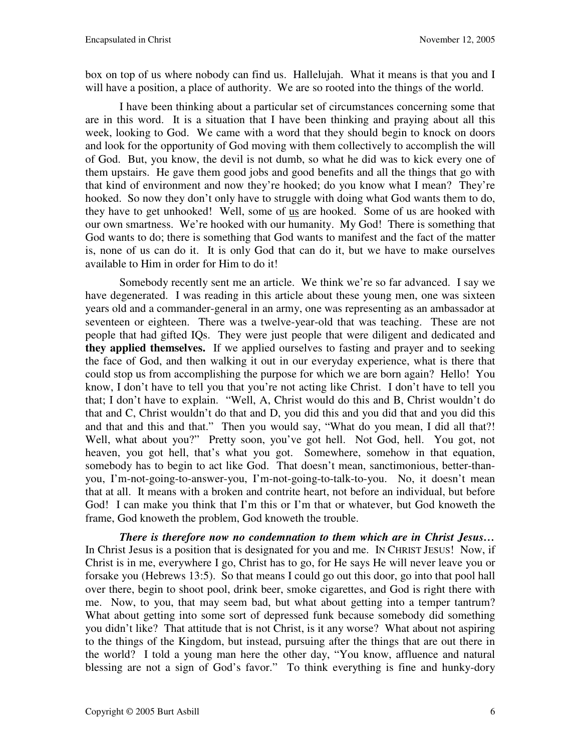box on top of us where nobody can find us. Hallelujah. What it means is that you and I will have a position, a place of authority. We are so rooted into the things of the world.

I have been thinking about a particular set of circumstances concerning some that are in this word. It is a situation that I have been thinking and praying about all this week, looking to God. We came with a word that they should begin to knock on doors and look for the opportunity of God moving with them collectively to accomplish the will of God. But, you know, the devil is not dumb, so what he did was to kick every one of them upstairs. He gave them good jobs and good benefits and all the things that go with that kind of environment and now they're hooked; do you know what I mean? They're hooked. So now they don't only have to struggle with doing what God wants them to do, they have to get unhooked! Well, some of <u>us</u> are hooked. Some of us are hooked with our own smartness. We're hooked with our humanity. My God! There is something that God wants to do; there is something that God wants to manifest and the fact of the matter is, none of us can do it. It is only God that can do it, but we have to make ourselves available to Him in order for Him to do it!

Somebody recently sent me an article. We think we're so far advanced. I say we have degenerated. I was reading in this article about these young men, one was sixteen years old and a commander-general in an army, one was representing as an ambassador at seventeen or eighteen. There was a twelve-year-old that was teaching. These are not people that had gifted IQs. They were just people that were diligent and dedicated and **they applied themselves.** If we applied ourselves to fasting and prayer and to seeking the face of God, and then walking it out in our everyday experience, what is there that could stop us from accomplishing the purpose for which we are born again? Hello! You know, I don't have to tell you that you're not acting like Christ. I don't have to tell you that; I don't have to explain. "Well, A, Christ would do this and B, Christ wouldn't do that and C, Christ wouldn't do that and D, you did this and you did that and you did this and that and this and that." Then you would say, "What do you mean, I did all that?! Well, what about you?" Pretty soon, you've got hell. Not God, hell. You got, not heaven, you got hell, that's what you got. Somewhere, somehow in that equation, somebody has to begin to act like God. That doesn't mean, sanctimonious, better-than-you, I'm-not-going-to-answer-you, I'm-not-going-to-talk-to-you. No, it doesn't mean that at all. It means with a broken and contrite heart, not before an individual, but before God! I can make you think that I'm this or I'm that or whatever, but God knoweth the frame, God knoweth the problem, God knoweth the trouble.

***There is therefore now no condemnation to them which are in Christ Jesus…*** In Christ Jesus is a position that is designated for you and me. IN CHRIST JESUS! Now, if Christ is in me, everywhere I go, Christ has to go, for He says He will never leave you or forsake you (Hebrews 13:5). So that means I could go out this door, go into that pool hall over there, begin to shoot pool, drink beer, smoke cigarettes, and God is right there with me. Now, to you, that may seem bad, but what about getting into a temper tantrum? What about getting into some sort of depressed funk because somebody did something you didn't like? That attitude that is not Christ, is it any worse? What about not aspiring to the things of the Kingdom, but instead, pursuing after the things that are out there in the world? I told a young man here the other day, "You know, affluence and natural blessing are not a sign of God's favor." To think everything is fine and hunky-dory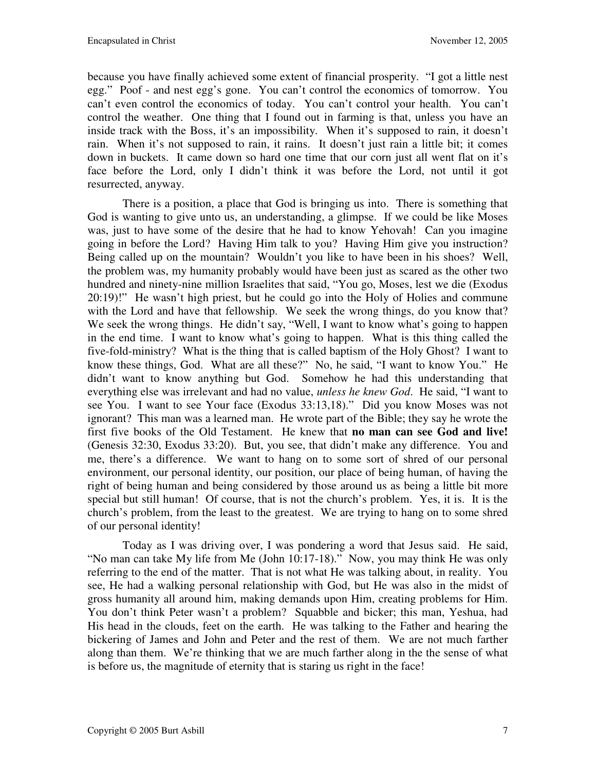because you have finally achieved some extent of financial prosperity. "I got a little nest egg." Poof - and nest egg's gone. You can't control the economics of tomorrow. You can't even control the economics of today. You can't control your health. You can't control the weather. One thing that I found out in farming is that, unless you have an inside track with the Boss, it's an impossibility. When it's supposed to rain, it doesn't rain. When it's not supposed to rain, it rains. It doesn't just rain a little bit; it comes down in buckets. It came down so hard one time that our corn just all went flat on it's face before the Lord, only I didn't think it was before the Lord, not until it got resurrected, anyway.

There is a position, a place that God is bringing us into. There is something that God is wanting to give unto us, an understanding, a glimpse. If we could be like Moses was, just to have some of the desire that he had to know Yehovah! Can you imagine going in before the Lord? Having Him talk to you? Having Him give you instruction? Being called up on the mountain? Wouldn't you like to have been in his shoes? Well, the problem was, my humanity probably would have been just as scared as the other two hundred and ninety-nine million Israelites that said, "You go, Moses, lest we die (Exodus 20:19)!" He wasn't high priest, but he could go into the Holy of Holies and commune with the Lord and have that fellowship. We seek the wrong things, do you know that? We seek the wrong things. He didn't say, "Well, I want to know what's going to happen in the end time. I want to know what's going to happen. What is this thing called the five-fold-ministry? What is the thing that is called baptism of the Holy Ghost? I want to know these things, God. What are all these?" No, he said, "I want to know You." He didn't want to know anything but God. Somehow he had this understanding that everything else was irrelevant and had no value, *unless he knew God*. He said, "I want to see You. I want to see Your face (Exodus 33:13,18)." Did you know Moses was not ignorant? This man was a learned man. He wrote part of the Bible; they say he wrote the first five books of the Old Testament. He knew that **no man can see God and live!** (Genesis 32:30, Exodus 33:20). But, you see, that didn't make any difference. You and me, there's a difference. We want to hang on to some sort of shred of our personal environment, our personal identity, our position, our place of being human, of having the right of being human and being considered by those around us as being a little bit more special but still human! Of course, that is not the church's problem. Yes, it is. It is the church's problem, from the least to the greatest. We are trying to hang on to some shred of our personal identity!

Today as I was driving over, I was pondering a word that Jesus said. He said, "No man can take My life from Me (John 10:17-18)." Now, you may think He was only referring to the end of the matter. That is not what He was talking about, in reality. You see, He had a walking personal relationship with God, but He was also in the midst of gross humanity all around him, making demands upon Him, creating problems for Him. You don't think Peter wasn't a problem? Squabble and bicker; this man, Yeshua, had His head in the clouds, feet on the earth. He was talking to the Father and hearing the bickering of James and John and Peter and the rest of them. We are not much farther along than them. We're thinking that we are much farther along in the the sense of what is before us, the magnitude of eternity that is staring us right in the face!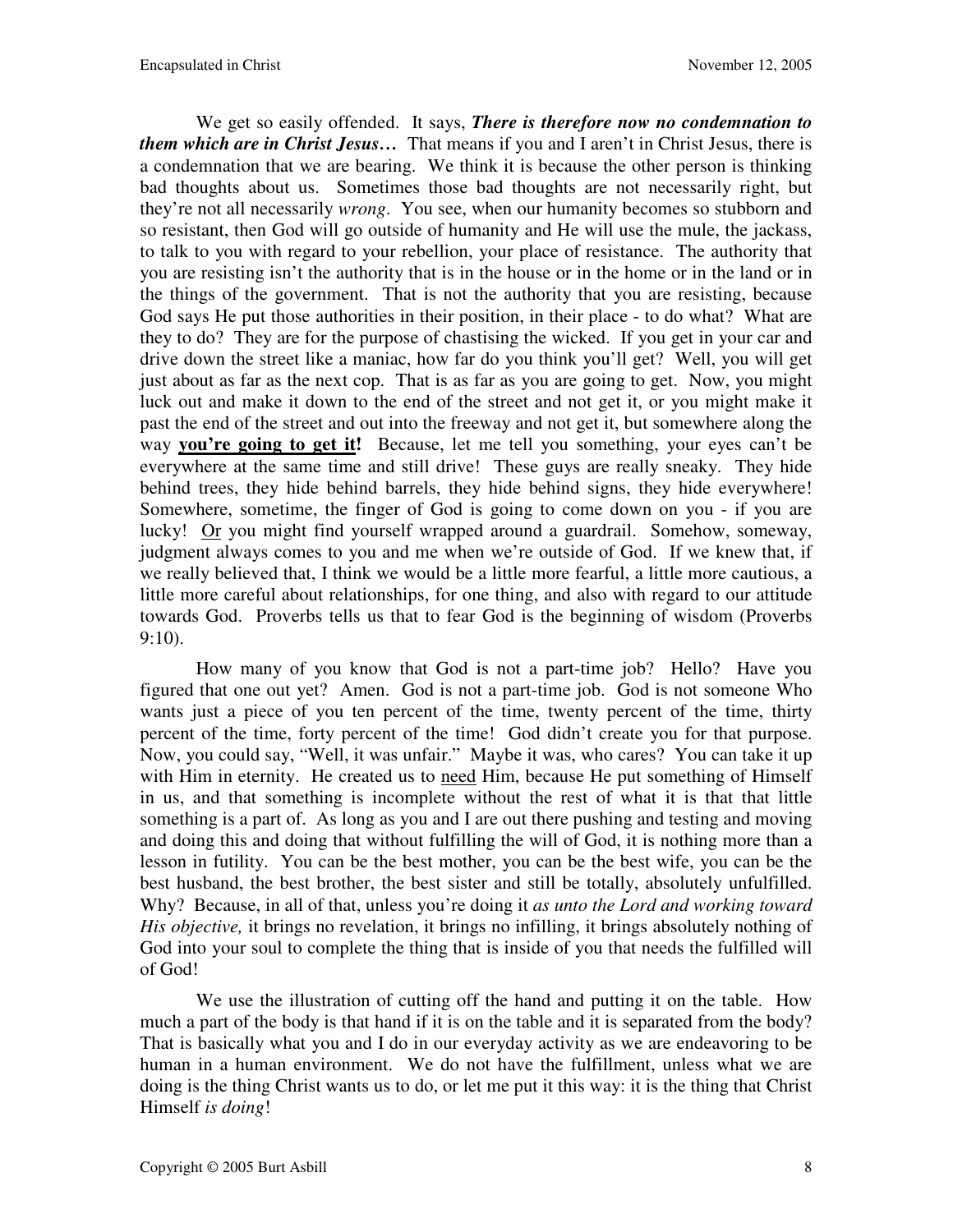We get so easily offended. It says, ***There is therefore now no condemnation to them which are in Christ Jesus…*** That means if you and I aren't in Christ Jesus, there is a condemnation that we are bearing. We think it is because the other person is thinking bad thoughts about us. Sometimes those bad thoughts are not necessarily right, but they're not all necessarily *wrong*. You see, when our humanity becomes so stubborn and so resistant, then God will go outside of humanity and He will use the mule, the jackass, to talk to you with regard to your rebellion, your place of resistance. The authority that you are resisting isn't the authority that is in the house or in the home or in the land or in the things of the government. That is not the authority that you are resisting, because God says He put those authorities in their position, in their place - to do what? What are they to do? They are for the purpose of chastising the wicked. If you get in your car and drive down the street like a maniac, how far do you think you'll get? Well, you will get just about as far as the next cop. That is as far as you are going to get. Now, you might luck out and make it down to the end of the street and not get it, or you might make it past the end of the street and out into the freeway and not get it, but somewhere along the way **<u>you're going to get it</u>!** Because, let me tell you something, your eyes can't be everywhere at the same time and still drive! These guys are really sneaky. They hide behind trees, they hide behind barrels, they hide behind signs, they hide everywhere! Somewhere, sometime, the finger of God is going to come down on you - if you are lucky! <u>Or</u> you might find yourself wrapped around a guardrail. Somehow, someway, judgment always comes to you and me when we're outside of God. If we knew that, if we really believed that, I think we would be a little more fearful, a little more cautious, a little more careful about relationships, for one thing, and also with regard to our attitude towards God. Proverbs tells us that to fear God is the beginning of wisdom (Proverbs 9:10).

How many of you know that God is not a part-time job? Hello? Have you figured that one out yet? Amen. God is not a part-time job. God is not someone Who wants just a piece of you ten percent of the time, twenty percent of the time, thirty percent of the time, forty percent of the time! God didn't create you for that purpose. Now, you could say, "Well, it was unfair." Maybe it was, who cares? You can take it up with Him in eternity. He created us to <u>need</u> Him, because He put something of Himself in us, and that something is incomplete without the rest of what it is that that little something is a part of. As long as you and I are out there pushing and testing and moving and doing this and doing that without fulfilling the will of God, it is nothing more than a lesson in futility. You can be the best mother, you can be the best wife, you can be the best husband, the best brother, the best sister and still be totally, absolutely unfulfilled. Why? Because, in all of that, unless you're doing it *as unto the Lord and working toward His objective,* it brings no revelation, it brings no infilling, it brings absolutely nothing of God into your soul to complete the thing that is inside of you that needs the fulfilled will of God!

We use the illustration of cutting off the hand and putting it on the table. How much a part of the body is that hand if it is on the table and it is separated from the body? That is basically what you and I do in our everyday activity as we are endeavoring to be human in a human environment. We do not have the fulfillment, unless what we are doing is the thing Christ wants us to do, or let me put it this way: it is the thing that Christ Himself *is doing*!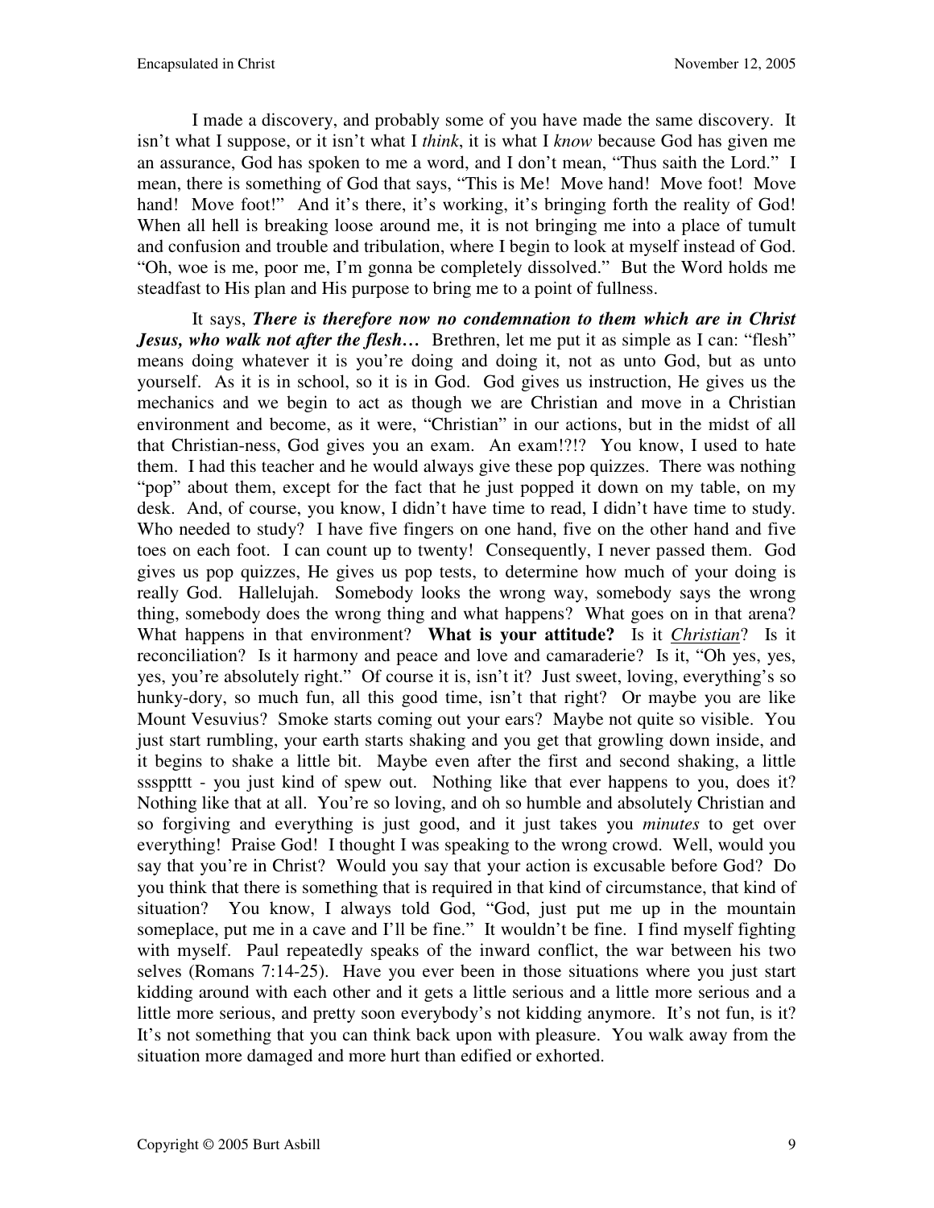I made a discovery, and probably some of you have made the same discovery. It isn't what I suppose, or it isn't what I *think*, it is what I *know* because God has given me an assurance, God has spoken to me a word, and I don't mean, "Thus saith the Lord." I mean, there is something of God that says, "This is Me! Move hand! Move foot! Move hand! Move foot!" And it's there, it's working, it's bringing forth the reality of God! When all hell is breaking loose around me, it is not bringing me into a place of tumult and confusion and trouble and tribulation, where I begin to look at myself instead of God. "Oh, woe is me, poor me, I'm gonna be completely dissolved." But the Word holds me steadfast to His plan and His purpose to bring me to a point of fullness.

It says, ***There is therefore now no condemnation to them which are in Christ Jesus, who walk not after the flesh…*** Brethren, let me put it as simple as I can: "flesh" means doing whatever it is you're doing and doing it, not as unto God, but as unto yourself. As it is in school, so it is in God. God gives us instruction, He gives us the mechanics and we begin to act as though we are Christian and move in a Christian environment and become, as it were, "Christian" in our actions, but in the midst of all that Christian-ness, God gives you an exam. An exam!?!? You know, I used to hate them. I had this teacher and he would always give these pop quizzes. There was nothing "pop" about them, except for the fact that he just popped it down on my table, on my desk. And, of course, you know, I didn't have time to read, I didn't have time to study. Who needed to study? I have five fingers on one hand, five on the other hand and five toes on each foot. I can count up to twenty! Consequently, I never passed them. God gives us pop quizzes, He gives us pop tests, to determine how much of your doing is really God. Hallelujah. Somebody looks the wrong way, somebody says the wrong thing, somebody does the wrong thing and what happens? What goes on in that arena? What happens in that environment? **What is your attitude?** Is it ***Christian***? Is it reconciliation? Is it harmony and peace and love and camaraderie? Is it, "Oh yes, yes, yes, you're absolutely right." Of course it is, isn't it? Just sweet, loving, everything's so hunky-dory, so much fun, all this good time, isn't that right? Or maybe you are like Mount Vesuvius? Smoke starts coming out your ears? Maybe not quite so visible. You just start rumbling, your earth starts shaking and you get that growling down inside, and it begins to shake a little bit. Maybe even after the first and second shaking, a little ssspptt - you just kind of spew out. Nothing like that ever happens to you, does it? Nothing like that at all. You're so loving, and oh so humble and absolutely Christian and so forgiving and everything is just good, and it just takes you *minutes* to get over everything! Praise God! I thought I was speaking to the wrong crowd. Well, would you say that you're in Christ? Would you say that your action is excusable before God? Do you think that there is something that is required in that kind of circumstance, that kind of situation? You know, I always told God, "God, just put me up in the mountain someplace, put me in a cave and I'll be fine." It wouldn't be fine. I find myself fighting with myself. Paul repeatedly speaks of the inward conflict, the war between his two selves (Romans 7:14-25). Have you ever been in those situations where you just start kidding around with each other and it gets a little serious and a little more serious and a little more serious, and pretty soon everybody's not kidding anymore. It's not fun, is it? It's not something that you can think back upon with pleasure. You walk away from the situation more damaged and more hurt than edified or exhorted.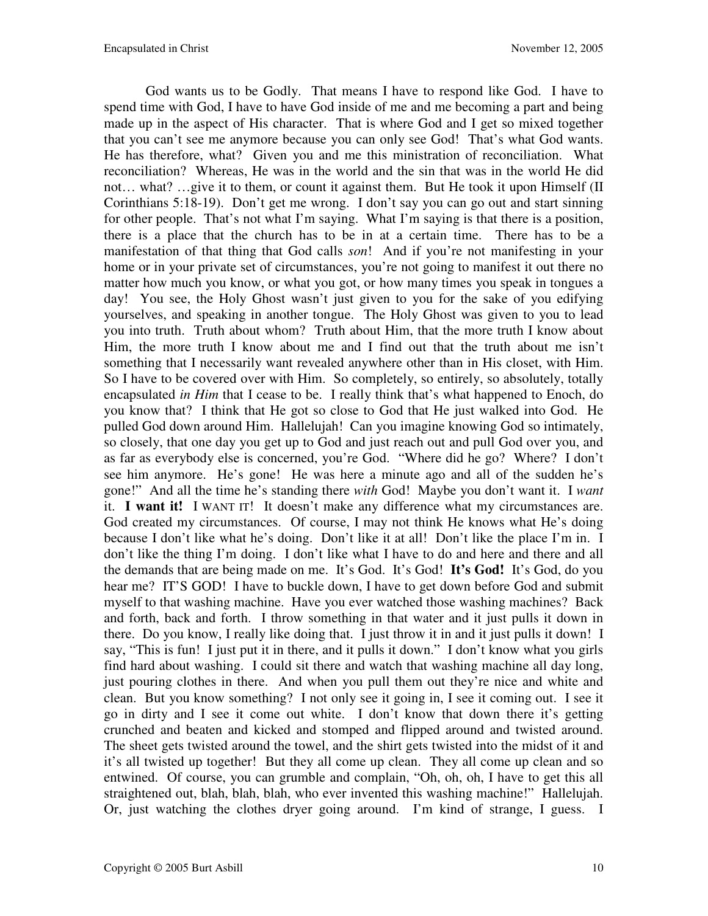God wants us to be Godly. That means I have to respond like God. I have to spend time with God, I have to have God inside of me and me becoming a part and being made up in the aspect of His character. That is where God and I get so mixed together that you can't see me anymore because you can only see God! That's what God wants. He has therefore, what? Given you and me this ministration of reconciliation. What reconciliation? Whereas, He was in the world and the sin that was in the world He did not… what? …give it to them, or count it against them. But He took it upon Himself (II Corinthians 5:18-19). Don't get me wrong. I don't say you can go out and start sinning for other people. That's not what I'm saying. What I'm saying is that there is a position, there is a place that the church has to be in at a certain time. There has to be a manifestation of that thing that God calls *son*! And if you're not manifesting in your home or in your private set of circumstances, you're not going to manifest it out there no matter how much you know, or what you got, or how many times you speak in tongues a day! You see, the Holy Ghost wasn't just given to you for the sake of you edifying yourselves, and speaking in another tongue. The Holy Ghost was given to you to lead you into truth. Truth about whom? Truth about Him, that the more truth I know about Him, the more truth I know about me and I find out that the truth about me isn't something that I necessarily want revealed anywhere other than in His closet, with Him. So I have to be covered over with Him. So completely, so entirely, so absolutely, totally encapsulated *in Him* that I cease to be. I really think that's what happened to Enoch, do you know that? I think that He got so close to God that He just walked into God. He pulled God down around Him. Hallelujah! Can you imagine knowing God so intimately, so closely, that one day you get up to God and just reach out and pull God over you, and as far as everybody else is concerned, you're God. "Where did he go? Where? I don't see him anymore. He's gone! He was here a minute ago and all of the sudden he's gone!" And all the time he's standing there *with* God! Maybe you don't want it. I *want* it. **I want it!** I WANT IT! It doesn't make any difference what my circumstances are. God created my circumstances. Of course, I may not think He knows what He's doing because I don't like what he's doing. Don't like it at all! Don't like the place I'm in. I don't like the thing I'm doing. I don't like what I have to do and here and there and all the demands that are being made on me. It's God. It's God! **It's God!** It's God, do you hear me? IT'S GOD! I have to buckle down, I have to get down before God and submit myself to that washing machine. Have you ever watched those washing machines? Back and forth, back and forth. I throw something in that water and it just pulls it down in there. Do you know, I really like doing that. I just throw it in and it just pulls it down! I say, "This is fun! I just put it in there, and it pulls it down." I don't know what you girls find hard about washing. I could sit there and watch that washing machine all day long, just pouring clothes in there. And when you pull them out they're nice and white and clean. But you know something? I not only see it going in, I see it coming out. I see it go in dirty and I see it come out white. I don't know that down there it's getting crunched and beaten and kicked and stomped and flipped around and twisted around. The sheet gets twisted around the towel, and the shirt gets twisted into the midst of it and it's all twisted up together! But they all come up clean. They all come up clean and so entwined. Of course, you can grumble and complain, "Oh, oh, oh, I have to get this all straightened out, blah, blah, blah, who ever invented this washing machine!" Hallelujah. Or, just watching the clothes dryer going around. I'm kind of strange, I guess. I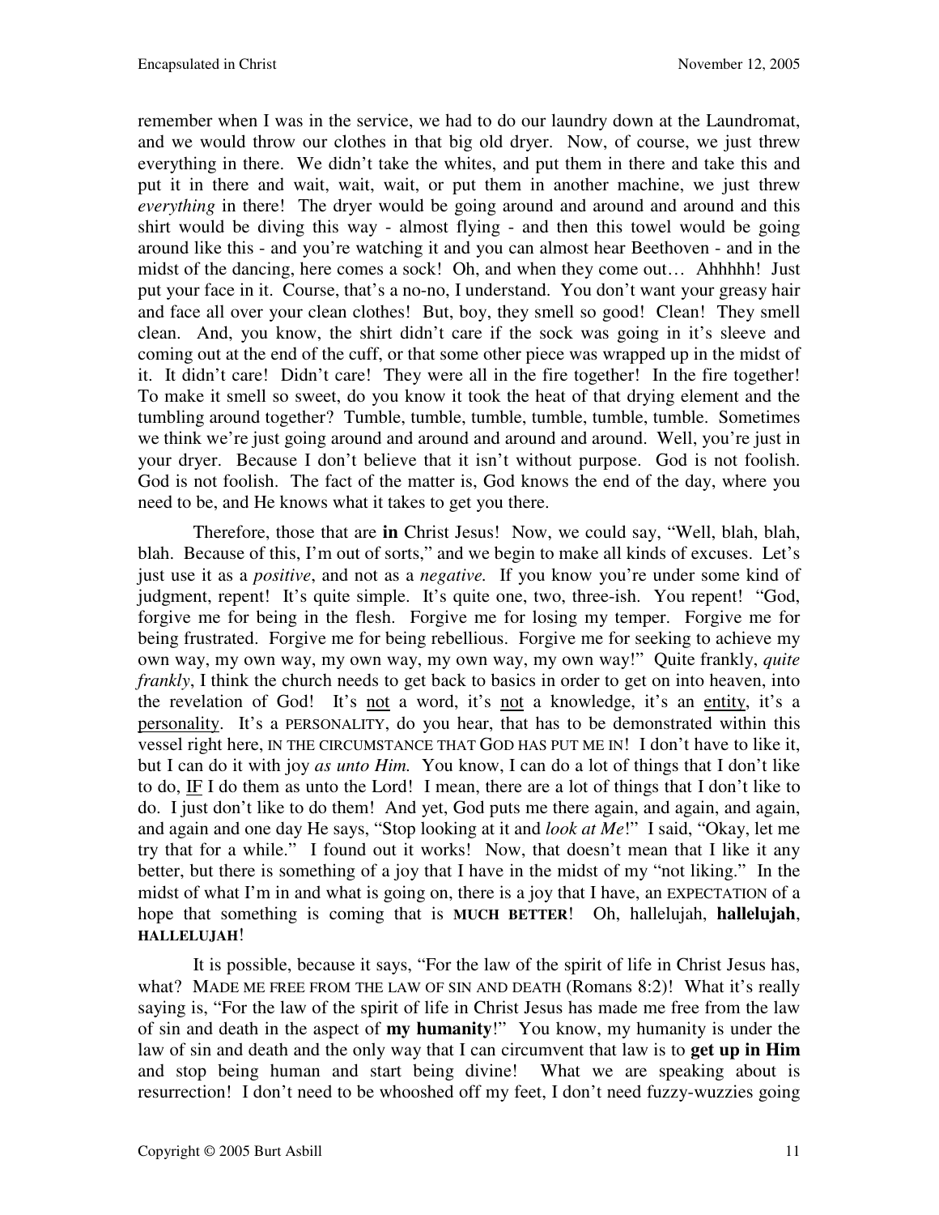remember when I was in the service, we had to do our laundry down at the Laundromat, and we would throw our clothes in that big old dryer. Now, of course, we just threw everything in there. We didn't take the whites, and put them in there and take this and put it in there and wait, wait, wait, or put them in another machine, we just threw *everything* in there! The dryer would be going around and around and around and this shirt would be diving this way - almost flying - and then this towel would be going around like this - and you're watching it and you can almost hear Beethoven - and in the midst of the dancing, here comes a sock! Oh, and when they come out… Ahhhhh! Just put your face in it. Course, that's a no-no, I understand. You don't want your greasy hair and face all over your clean clothes! But, boy, they smell so good! Clean! They smell clean. And, you know, the shirt didn't care if the sock was going in it's sleeve and coming out at the end of the cuff, or that some other piece was wrapped up in the midst of it. It didn't care! Didn't care! They were all in the fire together! In the fire together! To make it smell so sweet, do you know it took the heat of that drying element and the tumbling around together? Tumble, tumble, tumble, tumble, tumble, tumble. Sometimes we think we're just going around and around and around and around. Well, you're just in your dryer. Because I don't believe that it isn't without purpose. God is not foolish. God is not foolish. The fact of the matter is, God knows the end of the day, where you need to be, and He knows what it takes to get you there.

Therefore, those that are **in** Christ Jesus! Now, we could say, "Well, blah, blah, blah. Because of this, I'm out of sorts," and we begin to make all kinds of excuses. Let's just use it as a *positive*, and not as a *negative.* If you know you're under some kind of judgment, repent! It's quite simple. It's quite one, two, three-ish. You repent! "God, forgive me for being in the flesh. Forgive me for losing my temper. Forgive me for being frustrated. Forgive me for being rebellious. Forgive me for seeking to achieve my own way, my own way, my own way, my own way, my own way!" Quite frankly, *quite frankly*, I think the church needs to get back to basics in order to get on into heaven, into the revelation of God! It's <u>not</u> a word, it's <u>not</u> a knowledge, it's an <u>entity</u>, it's a <u>personality</u>. It's a PERSONALITY, do you hear, that has to be demonstrated within this vessel right here, IN THE CIRCUMSTANCE THAT GOD HAS PUT ME IN! I don't have to like it, but I can do it with joy *as unto Him.* You know, I can do a lot of things that I don't like to do, <u>IF</u> I do them as unto the Lord! I mean, there are a lot of things that I don't like to do. I just don't like to do them! And yet, God puts me there again, and again, and again, and again and one day He says, "Stop looking at it and *look at Me*!" I said, "Okay, let me try that for a while." I found out it works! Now, that doesn't mean that I like it any better, but there is something of a joy that I have in the midst of my "not liking." In the midst of what I'm in and what is going on, there is a joy that I have, an EXPECTATION of a hope that something is coming that is **MUCH BETTER**! Oh, hallelujah, **hallelujah**, **HALLELUJAH**!

It is possible, because it says, "For the law of the spirit of life in Christ Jesus has, what? MADE ME FREE FROM THE LAW OF SIN AND DEATH (Romans 8:2)! What it's really saying is, "For the law of the spirit of life in Christ Jesus has made me free from the law of sin and death in the aspect of **my humanity**!" You know, my humanity is under the law of sin and death and the only way that I can circumvent that law is to **get up in Him** and stop being human and start being divine! What we are speaking about is resurrection! I don't need to be whooshed off my feet, I don't need fuzzy-wuzzies going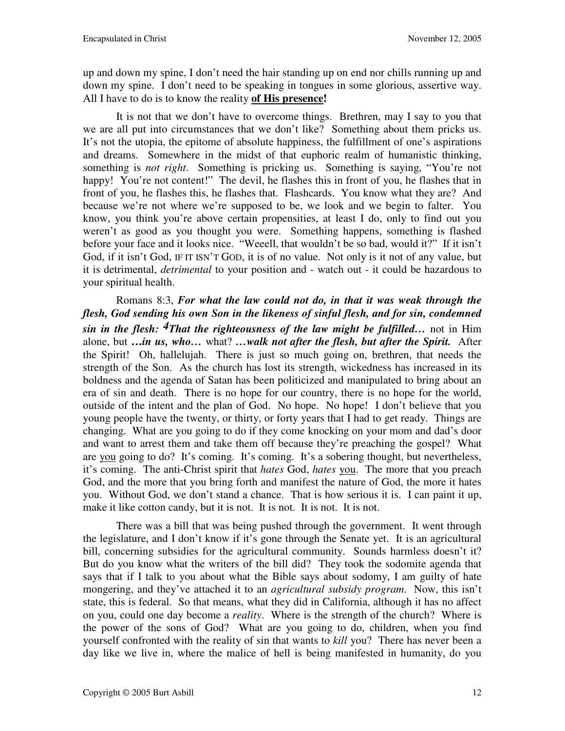up and down my spine, I don't need the hair standing up on end nor chills running up and down my spine. I don't need to be speaking in tongues in some glorious, assertive way. All I have to do is to know the reality **<u>of His presence!</u>**

It is not that we don't have to overcome things. Brethren, may I say to you that we are all put into circumstances that we don't like? Something about them pricks us. It's not the utopia, the epitome of absolute happiness, the fulfillment of one's aspirations and dreams. Somewhere in the midst of that euphoric realm of humanistic thinking, something is *not right*. Something is pricking us. Something is saying, "You're not happy! You're not content!" The devil, he flashes this in front of you, he flashes that in front of you, he flashes this, he flashes that. Flashcards. You know what they are? And because we're not where we're supposed to be, we look and we begin to falter. You know, you think you're above certain propensities, at least I do, only to find out you weren't as good as you thought you were. Something happens, something is flashed before your face and it looks nice. "Weeell, that wouldn't be so bad, would it?" If it isn't God, if it isn't God, IF IT ISN'T GOD, it is of no value. Not only is it not of any value, but it is detrimental, *detrimental* to your position and - watch out - it could be hazardous to your spiritual health.

Romans 8:3, ***For what the law could not do, in that it was weak through the flesh, God sending his own Son in the likeness of sinful flesh, and for sin, condemned sin in the flesh: 4That the righteousness of the law might be fulfilled…*** not in Him alone, but ***…in us, who…*** what? ***…walk not after the flesh, but after the Spirit.*** After the Spirit! Oh, hallelujah. There is just so much going on, brethren, that needs the strength of the Son. As the church has lost its strength, wickedness has increased in its boldness and the agenda of Satan has been politicized and manipulated to bring about an era of sin and death. There is no hope for our country, there is no hope for the world, outside of the intent and the plan of God. No hope. No hope! I don't believe that you young people have the twenty, or thirty, or forty years that I had to get ready. Things are changing. What are you going to do if they come knocking on your mom and dad's door and want to arrest them and take them off because they're preaching the gospel? What are <u>you</u> going to do? It's coming. It's coming. It's a sobering thought, but nevertheless, it's coming. The anti-Christ spirit that *hates* God, *hates* <u>you</u>. The more that you preach God, and the more that you bring forth and manifest the nature of God, the more it hates you. Without God, we don't stand a chance. That is how serious it is. I can paint it up, make it like cotton candy, but it is not. It is not. It is not. It is not.

There was a bill that was being pushed through the government. It went through the legislature, and I don't know if it's gone through the Senate yet. It is an agricultural bill, concerning subsidies for the agricultural community. Sounds harmless doesn't it? But do you know what the writers of the bill did? They took the sodomite agenda that says that if I talk to you about what the Bible says about sodomy, I am guilty of hate mongering, and they've attached it to an *agricultural subsidy program*. Now, this isn't state, this is federal. So that means, what they did in California, although it has no affect on you, could one day become a *reality*. Where is the strength of the church? Where is the power of the sons of God? What are you going to do, children, when you find yourself confronted with the reality of sin that wants to *kill* you? There has never been a day like we live in, where the malice of hell is being manifested in humanity, do you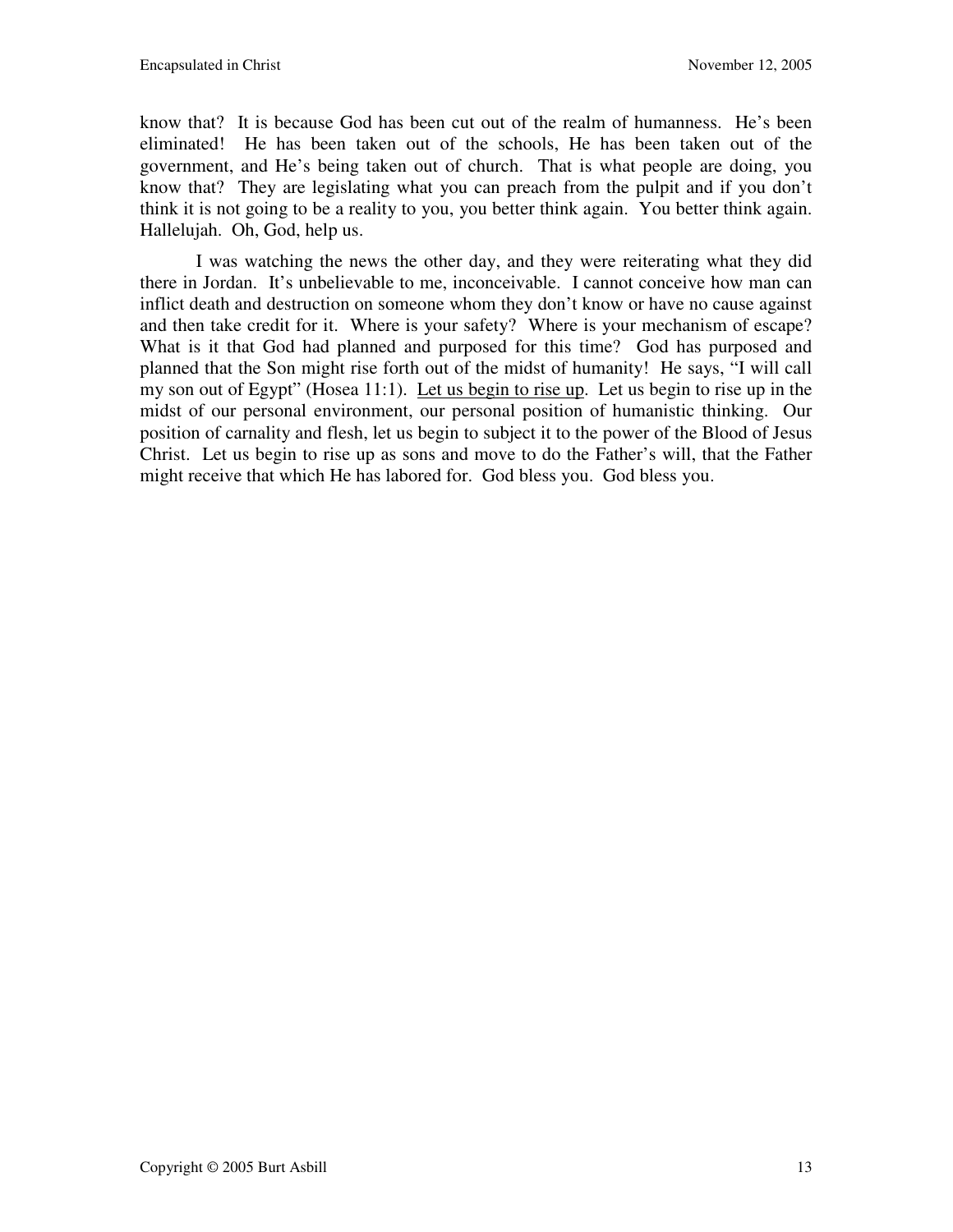know that? It is because God has been cut out of the realm of humanness. He's been eliminated! He has been taken out of the schools, He has been taken out of the government, and He's being taken out of church. That is what people are doing, you know that? They are legislating what you can preach from the pulpit and if you don't think it is not going to be a reality to you, you better think again. You better think again. Hallelujah. Oh, God, help us.

I was watching the news the other day, and they were reiterating what they did there in Jordan. It's unbelievable to me, inconceivable. I cannot conceive how man can inflict death and destruction on someone whom they don't know or have no cause against and then take credit for it. Where is your safety? Where is your mechanism of escape? What is it that God had planned and purposed for this time? God has purposed and planned that the Son might rise forth out of the midst of humanity! He says, "I will call my son out of Egypt" (Hosea 11:1). <u>Let us begin to rise up</u>. Let us begin to rise up in the midst of our personal environment, our personal position of humanistic thinking. Our position of carnality and flesh, let us begin to subject it to the power of the Blood of Jesus Christ. Let us begin to rise up as sons and move to do the Father's will, that the Father might receive that which He has labored for. God bless you. God bless you.